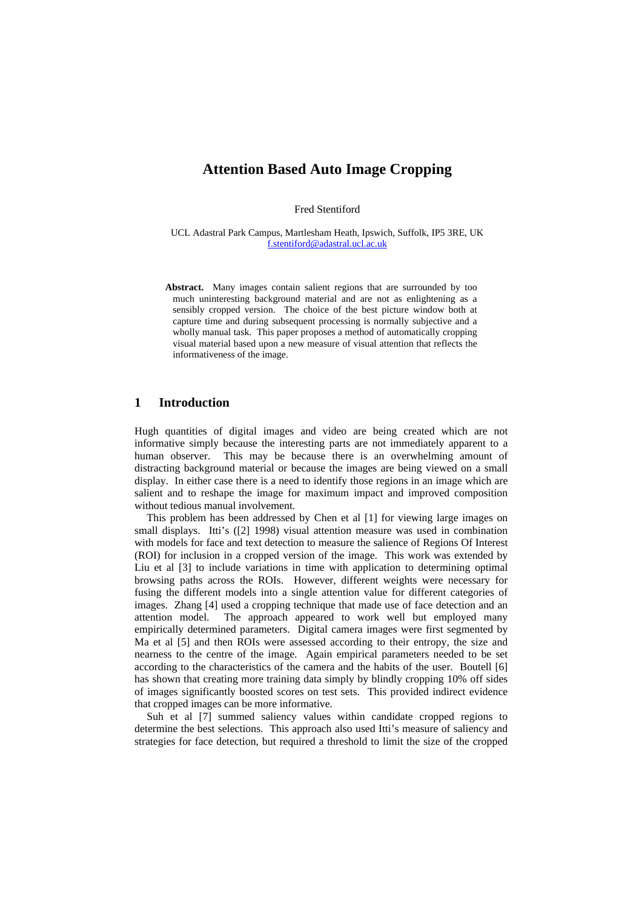# Attention Based Auto Image Cropping

Fred Stentiford

UCL Adastral Park Campus, Martlesham Heath, Ipswich, Suffolk, IP5 3RE, UK
f.stentiford@adastral.ucl.ac.uk

**Abstract.** Many images contain salient regions that are surrounded by too much uninteresting background material and are not as enlightening as a sensibly cropped version. The choice of the best picture window both at capture time and during subsequent processing is normally subjective and a wholly manual task. This paper proposes a method of automatically cropping visual material based upon a new measure of visual attention that reflects the informativeness of the image.

## 1 Introduction

Hugh quantities of digital images and video are being created which are not informative simply because the interesting parts are not immediately apparent to a human observer. This may be because there is an overwhelming amount of distracting background material or because the images are being viewed on a small display. In either case there is a need to identify those regions in an image which are salient and to reshape the image for maximum impact and improved composition without tedious manual involvement.

This problem has been addressed by Chen et al [1] for viewing large images on small displays. Itti's ([2] 1998) visual attention measure was used in combination with models for face and text detection to measure the salience of Regions Of Interest (ROI) for inclusion in a cropped version of the image. This work was extended by Liu et al [3] to include variations in time with application to determining optimal browsing paths across the ROIs. However, different weights were necessary for fusing the different models into a single attention value for different categories of images. Zhang [4] used a cropping technique that made use of face detection and an attention model. The approach appeared to work well but employed many empirically determined parameters. Digital camera images were first segmented by Ma et al [5] and then ROIs were assessed according to their entropy, the size and nearness to the centre of the image. Again empirical parameters needed to be set according to the characteristics of the camera and the habits of the user. Boutell [6] has shown that creating more training data simply by blindly cropping 10% off sides of images significantly boosted scores on test sets. This provided indirect evidence that cropped images can be more informative.

Suh et al [7] summed saliency values within candidate cropped regions to determine the best selections. This approach also used Itti's measure of saliency and strategies for face detection, but required a threshold to limit the size of the cropped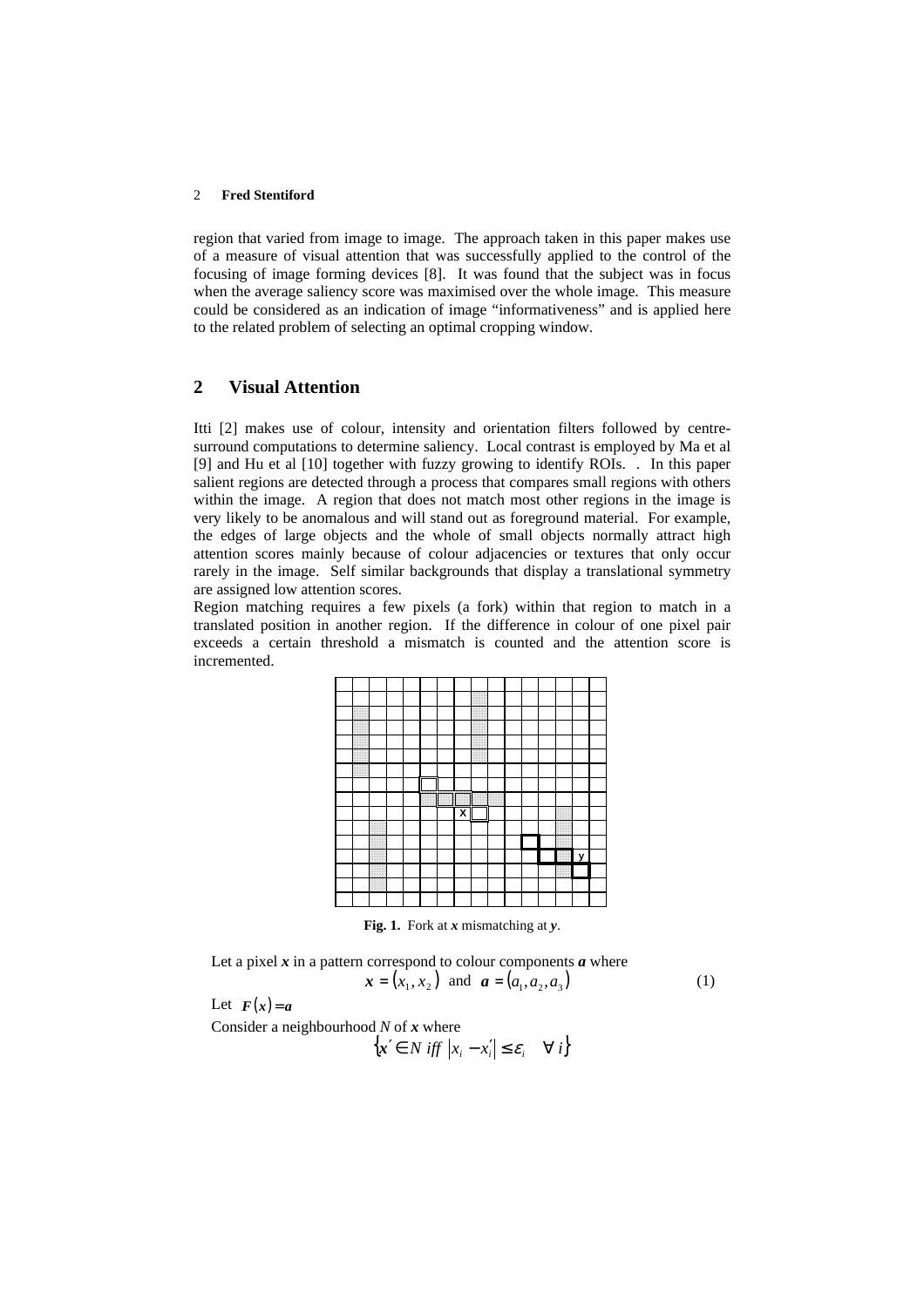region that varied from image to image. The approach taken in this paper makes use of a measure of visual attention that was successfully applied to the control of the focusing of image forming devices [8]. It was found that the subject was in focus when the average saliency score was maximised over the whole image. This measure could be considered as an indication of image "informativeness" and is applied here to the related problem of selecting an optimal cropping window.

## 2 Visual Attention

Itti [2] makes use of colour, intensity and orientation filters followed by centre-surround computations to determine saliency. Local contrast is employed by Ma et al [9] and Hu et al [10] together with fuzzy growing to identify ROIs. . In this paper salient regions are detected through a process that compares small regions with others within the image. A region that does not match most other regions in the image is very likely to be anomalous and will stand out as foreground material. For example, the edges of large objects and the whole of small objects normally attract high attention scores mainly because of colour adjacencies or textures that only occur rarely in the image. Self similar backgrounds that display a translational symmetry are assigned low attention scores.

Region matching requires a few pixels (a fork) within that region to match in a translated position in another region. If the difference in colour of one pixel pair exceeds a certain threshold a mismatch is counted and the attention score is incremented.

**Fig. 1.** Fork at $\boldsymbol{x}$ mismatching at $\boldsymbol{y}$.

Let a pixel $\boldsymbol{x}$ in a pattern correspond to colour components $\boldsymbol{a}$ where

$$\boldsymbol{x} = (x_1, x_2) \text{ and } \boldsymbol{a} = (a_1, a_2, a_3) \tag{1}$$

Let $\boldsymbol{F}(\boldsymbol{x}) = \boldsymbol{a}$

Consider a neighbourhood $N$ of $\boldsymbol{x}$ where

$$\{ \boldsymbol{x}' \in N \text{ iff } |x_i - x_i'| \leq \varepsilon_i \quad \forall \, i \}$$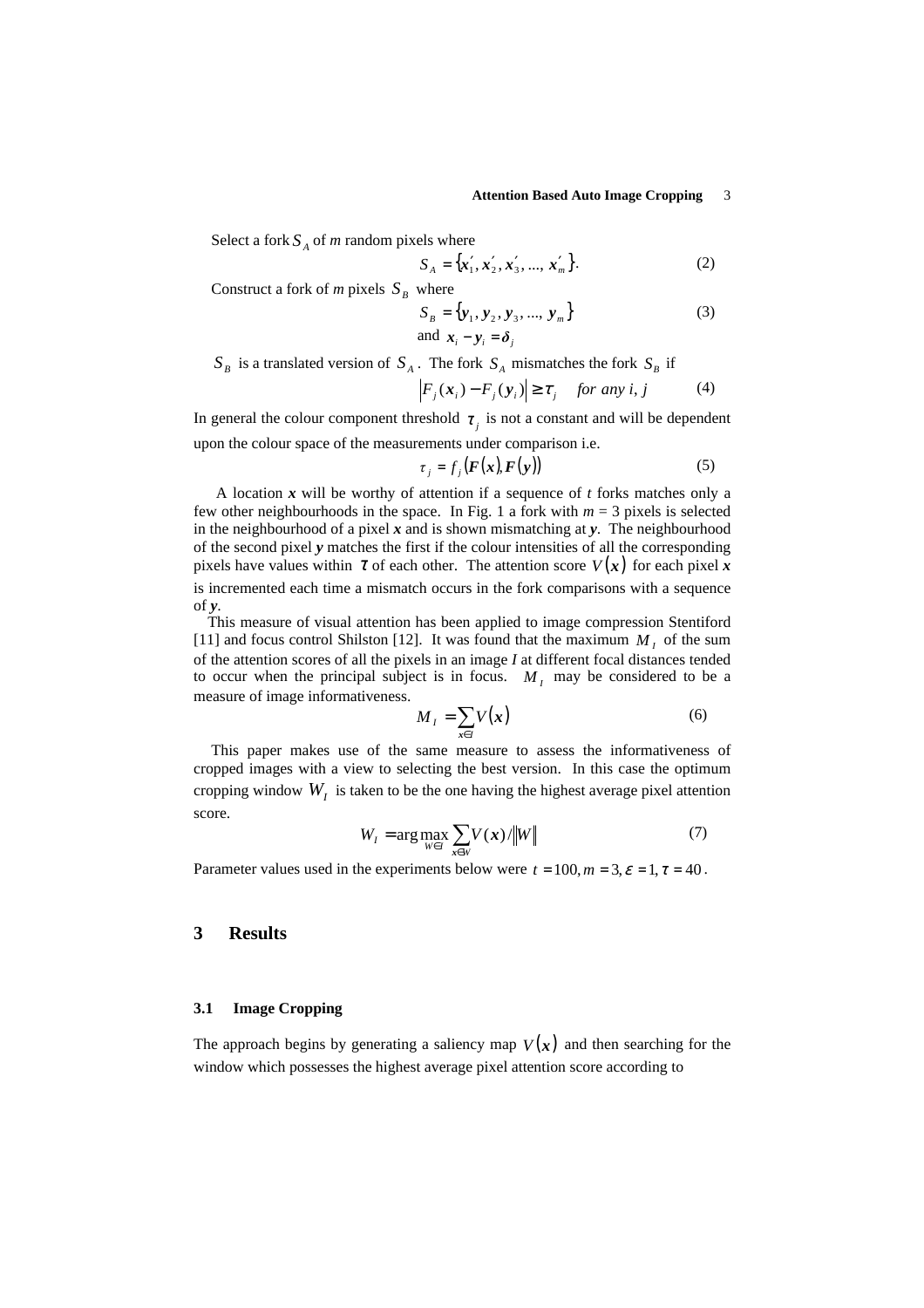Select a fork $S_A$ of *m* random pixels where

$$S_A = \{\boldsymbol{x}'_1, \boldsymbol{x}'_2, \boldsymbol{x}'_3, ..., \boldsymbol{x}'_m\}. \tag{2}$$

Construct a fork of *m* pixels $S_B$ where

$$S_B = \{\boldsymbol{y}_1, \boldsymbol{y}_2, \boldsymbol{y}_3, ..., \boldsymbol{y}_m\} \tag{3}$$

$$\text{and } \boldsymbol{x}_i - \boldsymbol{y}_i = \boldsymbol{\delta}_j$$

$S_B$ is a translated version of $S_A$. The fork $S_A$ mismatches the fork $S_B$ if

$$\left|F_j(\boldsymbol{x}_i) - F_j(\boldsymbol{y}_i)\right| \geq \tau_j \quad \textit{for any } i, j \tag{4}$$

In general the colour component threshold $\tau_j$ is not a constant and will be dependent upon the colour space of the measurements under comparison i.e.

$$\tau_j = f_j(\boldsymbol{F}(\boldsymbol{x}), \boldsymbol{F}(\boldsymbol{y})) \tag{5}$$

A location $\boldsymbol{x}$ will be worthy of attention if a sequence of *t* forks matches only a few other neighbourhoods in the space. In Fig. 1 a fork with *m* = 3 pixels is selected in the neighbourhood of a pixel $\boldsymbol{x}$ and is shown mismatching at $\boldsymbol{y}$. The neighbourhood of the second pixel $\boldsymbol{y}$ matches the first if the colour intensities of all the corresponding pixels have values within $\boldsymbol{\tau}$ of each other. The attention score $V(\boldsymbol{x})$ for each pixel $\boldsymbol{x}$ is incremented each time a mismatch occurs in the fork comparisons with a sequence of $\boldsymbol{y}$.

This measure of visual attention has been applied to image compression Stentiford [11] and focus control Shilston [12]. It was found that the maximum $M_I$ of the sum of the attention scores of all the pixels in an image *I* at different focal distances tended to occur when the principal subject is in focus. $M_I$ may be considered to be a measure of image informativeness.

$$M_I = \sum_{x \in I} V(\boldsymbol{x}) \tag{6}$$

This paper makes use of the same measure to assess the informativeness of cropped images with a view to selecting the best version. In this case the optimum cropping window $W_I$ is taken to be the one having the highest average pixel attention score.

$$W_I = \arg\max_{W \in I} \sum_{x \in W} V(\boldsymbol{x}) / \|W\| \tag{7}$$

Parameter values used in the experiments below were $t = 100, m = 3, \varepsilon = 1, \tau = 40$.

## 3 Results

### 3.1 Image Cropping

The approach begins by generating a saliency map $V(\boldsymbol{x})$ and then searching for the window which possesses the highest average pixel attention score according to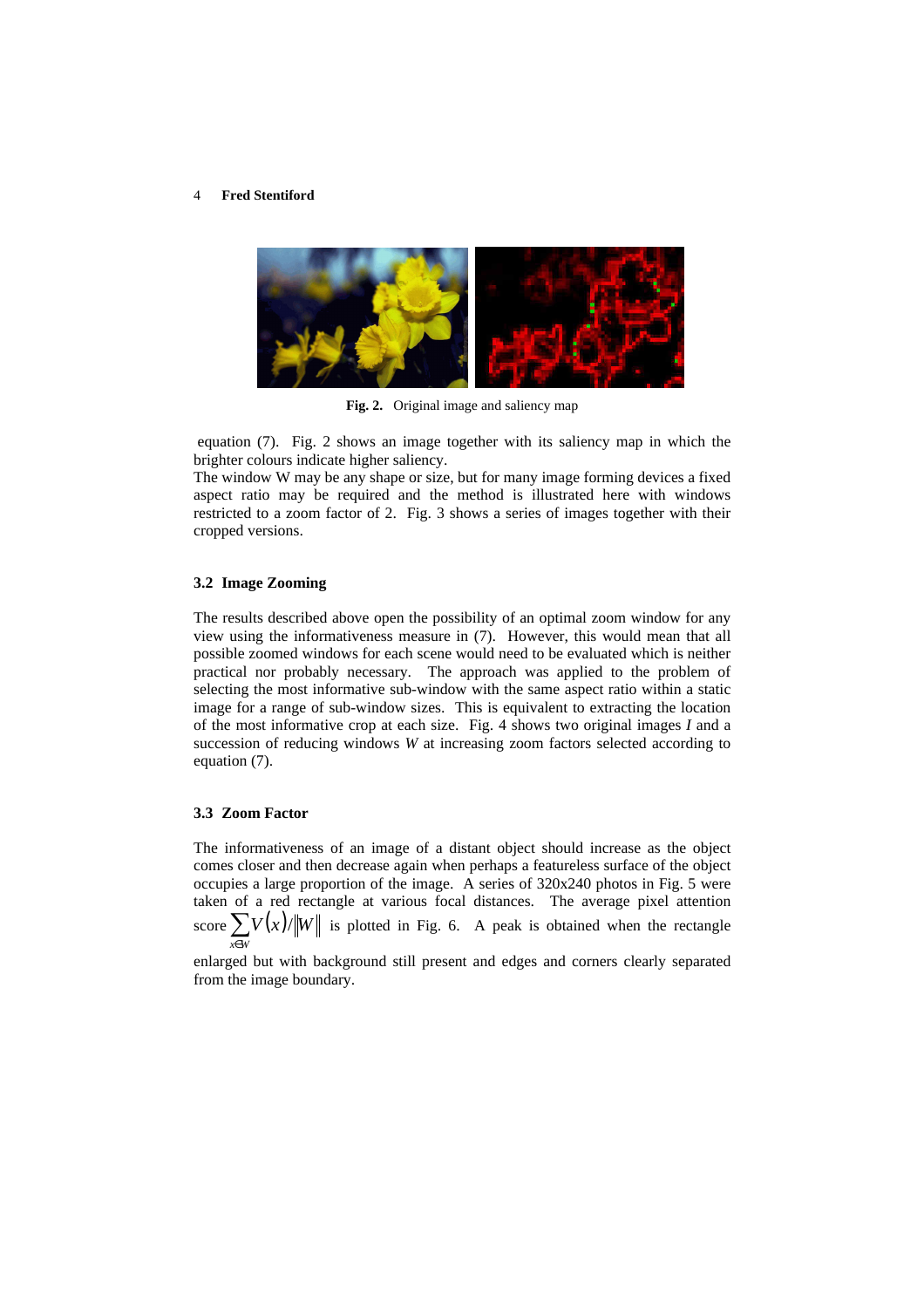**Fig. 2.** Original image and saliency map

equation (7). Fig. 2 shows an image together with its saliency map in which the brighter colours indicate higher saliency.

The window W may be any shape or size, but for many image forming devices a fixed aspect ratio may be required and the method is illustrated here with windows restricted to a zoom factor of 2. Fig. 3 shows a series of images together with their cropped versions.

### 3.2 Image Zooming

The results described above open the possibility of an optimal zoom window for any view using the informativeness measure in (7). However, this would mean that all possible zoomed windows for each scene would need to be evaluated which is neither practical nor probably necessary. The approach was applied to the problem of selecting the most informative sub-window with the same aspect ratio within a static image for a range of sub-window sizes. This is equivalent to extracting the location of the most informative crop at each size. Fig. 4 shows two original images *I* and a succession of reducing windows *W* at increasing zoom factors selected according to equation (7).

### 3.3 Zoom Factor

The informativeness of an image of a distant object should increase as the object comes closer and then decrease again when perhaps a featureless surface of the object occupies a large proportion of the image. A series of 320x240 photos in Fig. 5 were taken of a red rectangle at various focal distances. The average pixel attention score $\sum_{x \in W} V(x) / \|W\|$ is plotted in Fig. 6. A peak is obtained when the rectangle enlarged but with background still present and edges and corners clearly separated from the image boundary.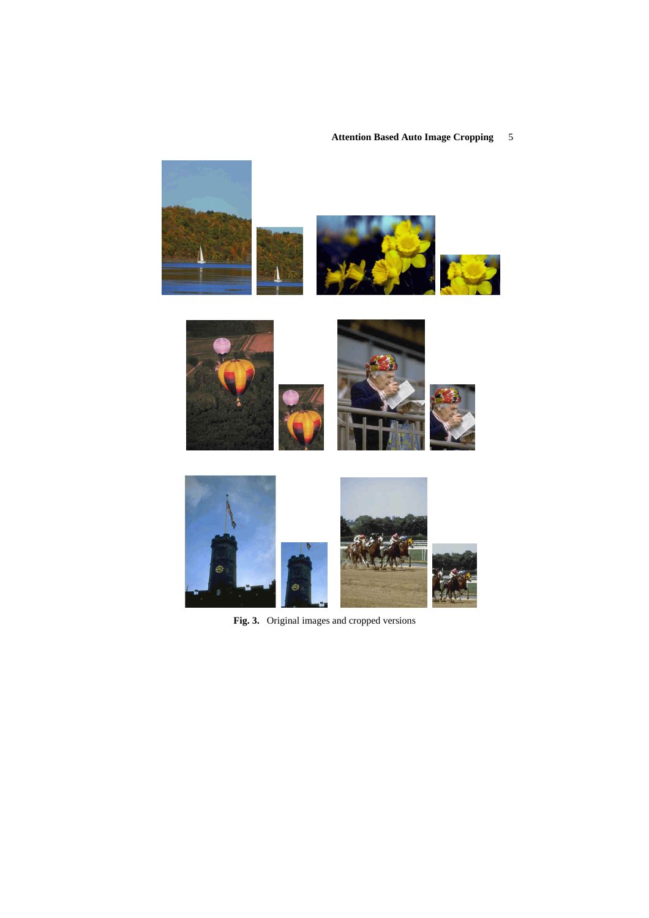**Fig. 3.** Original images and cropped versions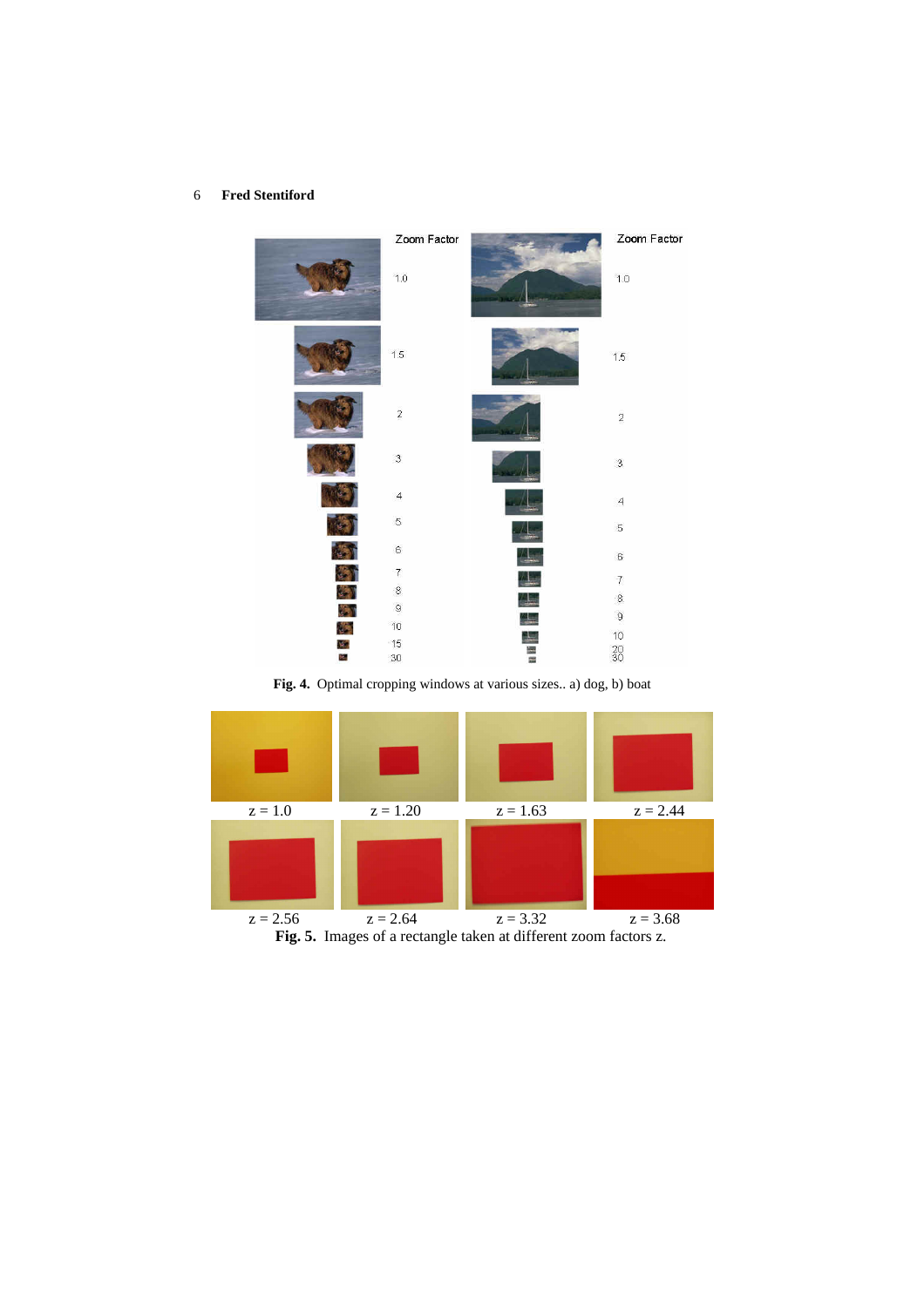**Fig. 4.** Optimal cropping windows at various sizes.. a) dog, b) boat

z = 1.0 z = 1.20 z = 1.63 z = 2.44

z = 2.56 z = 2.64 z = 3.32 z = 3.68

**Fig. 5.** Images of a rectangle taken at different zoom factors z.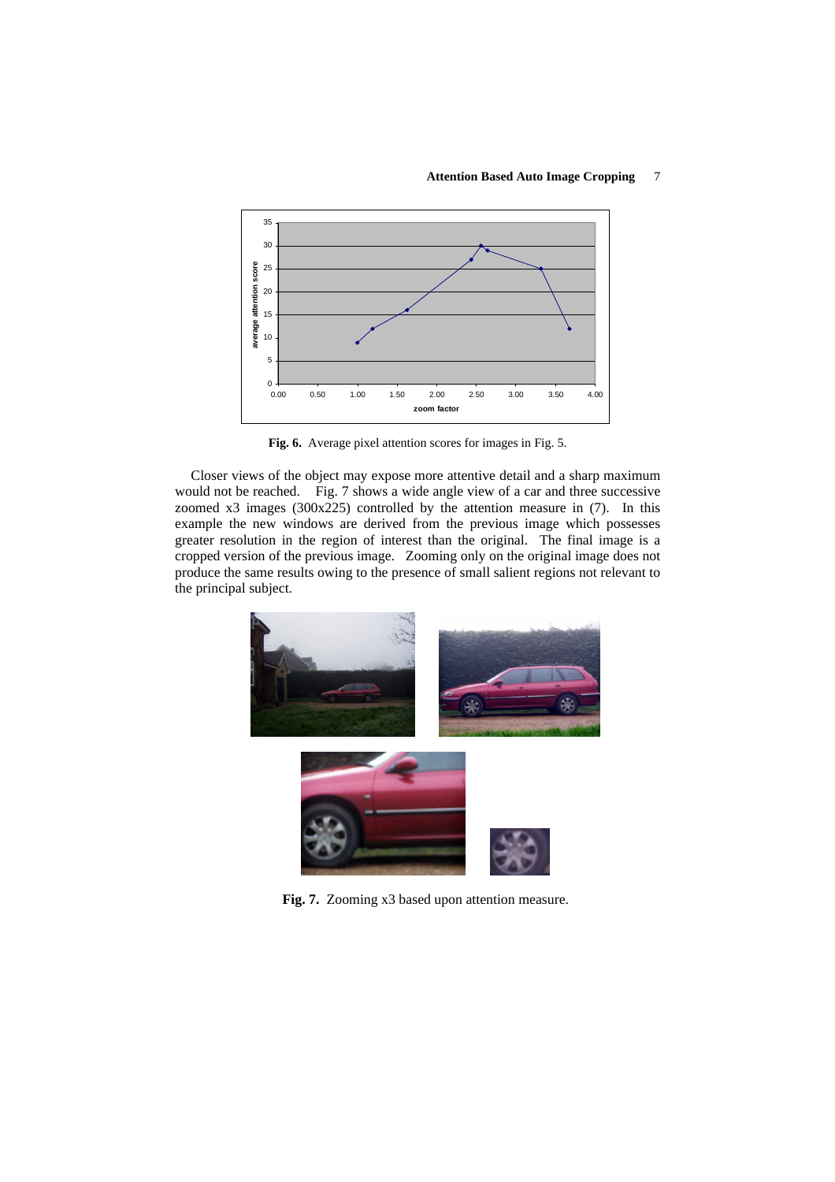Fig. 6. Average pixel attention scores for images in Fig. 5.

Closer views of the object may expose more attentive detail and a sharp maximum would not be reached. Fig. 7 shows a wide angle view of a car and three successive zoomed x3 images (300x225) controlled by the attention measure in (7). In this example the new windows are derived from the previous image which possesses greater resolution in the region of interest than the original. The final image is a cropped version of the previous image. Zooming only on the original image does not produce the same results owing to the presence of small salient regions not relevant to the principal subject.

Fig. 7. Zooming x3 based upon attention measure.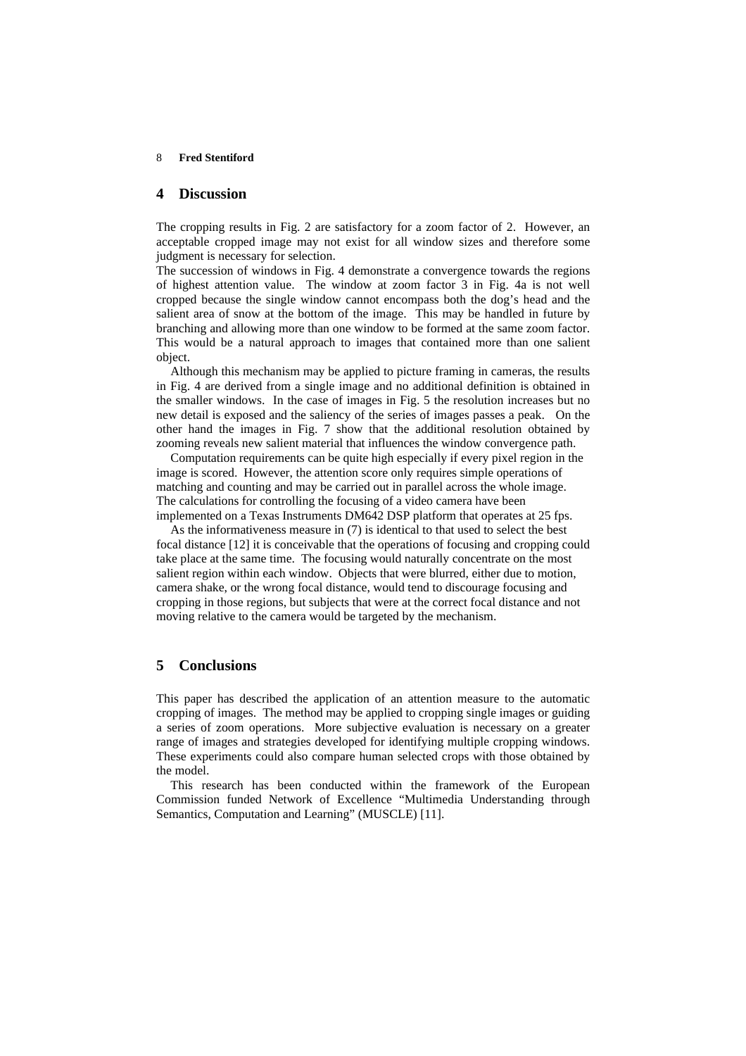## 4 Discussion

The cropping results in Fig. 2 are satisfactory for a zoom factor of 2. However, an acceptable cropped image may not exist for all window sizes and therefore some judgment is necessary for selection.

The succession of windows in Fig. 4 demonstrate a convergence towards the regions of highest attention value. The window at zoom factor 3 in Fig. 4a is not well cropped because the single window cannot encompass both the dog's head and the salient area of snow at the bottom of the image. This may be handled in future by branching and allowing more than one window to be formed at the same zoom factor. This would be a natural approach to images that contained more than one salient object.

Although this mechanism may be applied to picture framing in cameras, the results in Fig. 4 are derived from a single image and no additional definition is obtained in the smaller windows. In the case of images in Fig. 5 the resolution increases but no new detail is exposed and the saliency of the series of images passes a peak. On the other hand the images in Fig. 7 show that the additional resolution obtained by zooming reveals new salient material that influences the window convergence path.

Computation requirements can be quite high especially if every pixel region in the image is scored. However, the attention score only requires simple operations of matching and counting and may be carried out in parallel across the whole image. The calculations for controlling the focusing of a video camera have been implemented on a Texas Instruments DM642 DSP platform that operates at 25 fps.

As the informativeness measure in (7) is identical to that used to select the best focal distance [12] it is conceivable that the operations of focusing and cropping could take place at the same time. The focusing would naturally concentrate on the most salient region within each window. Objects that were blurred, either due to motion, camera shake, or the wrong focal distance, would tend to discourage focusing and cropping in those regions, but subjects that were at the correct focal distance and not moving relative to the camera would be targeted by the mechanism.

## 5 Conclusions

This paper has described the application of an attention measure to the automatic cropping of images. The method may be applied to cropping single images or guiding a series of zoom operations. More subjective evaluation is necessary on a greater range of images and strategies developed for identifying multiple cropping windows. These experiments could also compare human selected crops with those obtained by the model.

This research has been conducted within the framework of the European Commission funded Network of Excellence "Multimedia Understanding through Semantics, Computation and Learning" (MUSCLE) [11].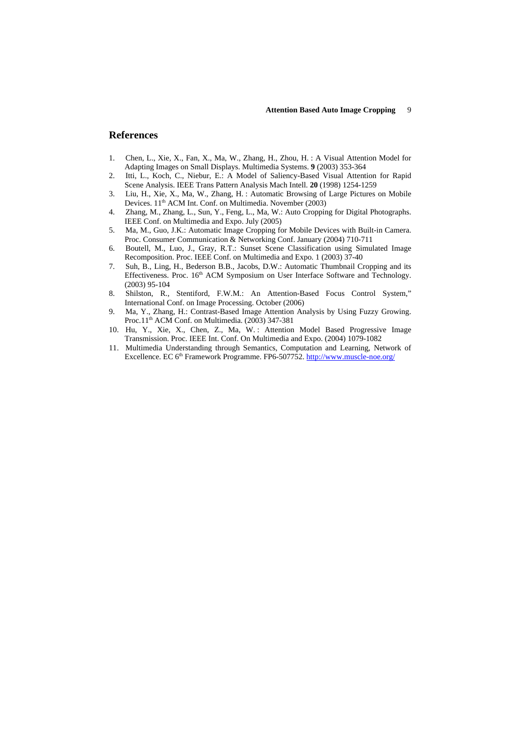## References

1. Chen, L., Xie, X., Fan, X., Ma, W., Zhang, H., Zhou, H. : A Visual Attention Model for Adapting Images on Small Displays. Multimedia Systems. **9** (2003) 353-364
2. Itti, L., Koch, C., Niebur, E.: A Model of Saliency-Based Visual Attention for Rapid Scene Analysis. IEEE Trans Pattern Analysis Mach Intell. **20** (1998) 1254-1259
3. Liu, H., Xie, X., Ma, W., Zhang, H. : Automatic Browsing of Large Pictures on Mobile Devices. 11th ACM Int. Conf. on Multimedia. November (2003)
4. Zhang, M., Zhang, L., Sun, Y., Feng, L., Ma, W.: Auto Cropping for Digital Photographs. IEEE Conf. on Multimedia and Expo. July (2005)
5. Ma, M., Guo, J.K.: Automatic Image Cropping for Mobile Devices with Built-in Camera. Proc. Consumer Communication & Networking Conf. January (2004) 710-711
6. Boutell, M., Luo, J., Gray, R.T.: Sunset Scene Classification using Simulated Image Recomposition. Proc. IEEE Conf. on Multimedia and Expo. 1 (2003) 37-40
7. Suh, B., Ling, H., Bederson B.B., Jacobs, D.W.: Automatic Thumbnail Cropping and its Effectiveness. Proc. 16th ACM Symposium on User Interface Software and Technology. (2003) 95-104
8. Shilston, R., Stentiford, F.W.M.: An Attention-Based Focus Control System," International Conf. on Image Processing. October (2006)
9. Ma, Y., Zhang, H.: Contrast-Based Image Attention Analysis by Using Fuzzy Growing. Proc.11th ACM Conf. on Multimedia. (2003) 347-381
10. Hu, Y., Xie, X., Chen, Z., Ma, W. : Attention Model Based Progressive Image Transmission. Proc. IEEE Int. Conf. On Multimedia and Expo. (2004) 1079-1082
11. Multimedia Understanding through Semantics, Computation and Learning, Network of Excellence. EC 6th Framework Programme. FP6-507752. http://www.muscle-noe.org/